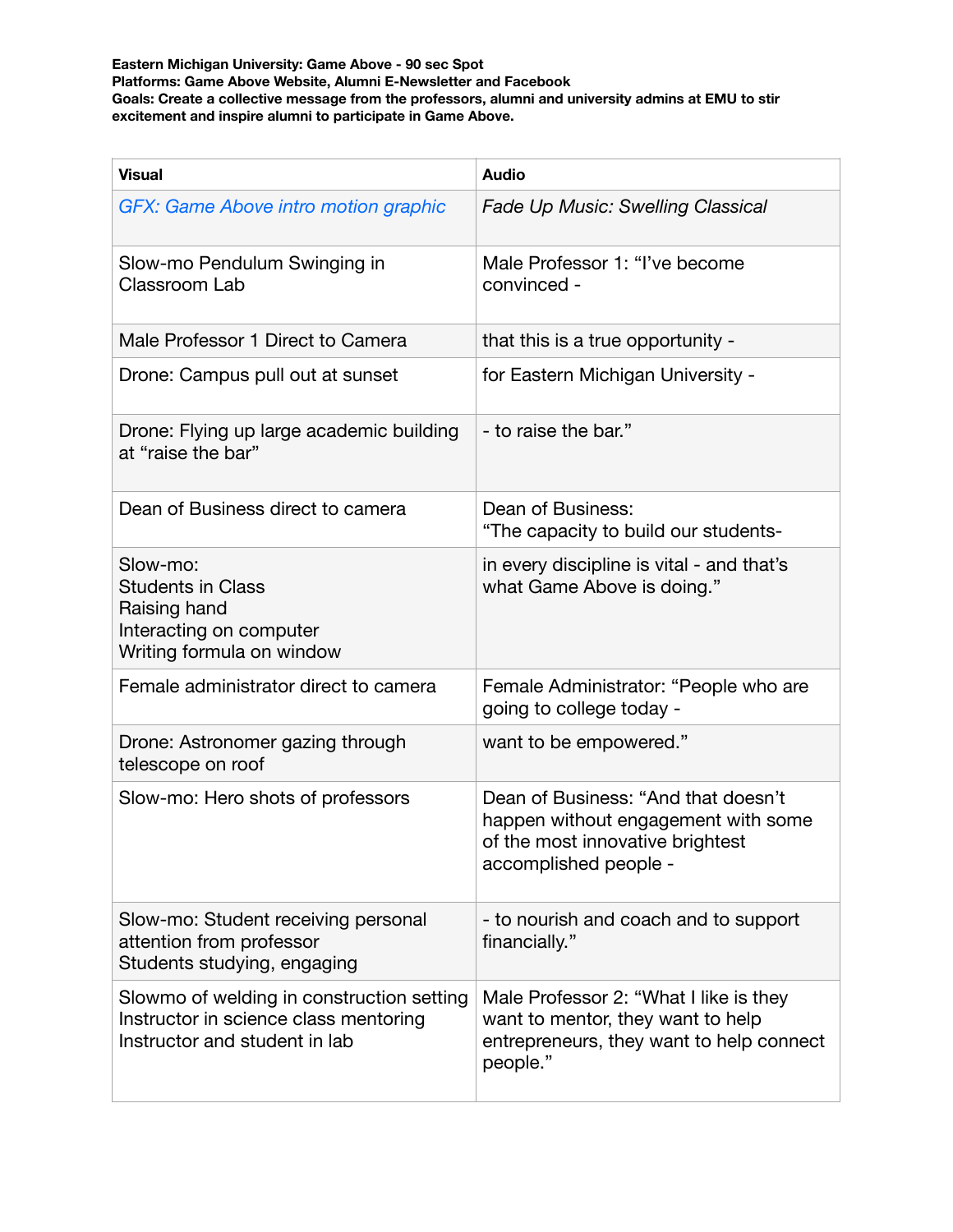**Eastern Michigan University: Game Above - 90 sec Spot**
**Platforms: Game Above Website, Alumni E-Newsletter and Facebook**
**Goals: Create a collective message from the professors, alumni and university admins at EMU to stir excitement and inspire alumni to participate in Game Above.**

| Visual | Audio |
|---|---|
| *GFX: Game Above intro motion graphic* | *Fade Up Music: Swelling Classical* |
| Slow-mo Pendulum Swinging in Classroom Lab | Male Professor 1: "I've become convinced - |
| Male Professor 1 Direct to Camera | that this is a true opportunity - |
| Drone: Campus pull out at sunset | for Eastern Michigan University - |
| Drone: Flying up large academic building at "raise the bar" | - to raise the bar." |
| Dean of Business direct to camera | Dean of Business:<br>"The capacity to build our students- |
| Slow-mo:<br>Students in Class<br>Raising hand<br>Interacting on computer<br>Writing formula on window | in every discipline is vital - and that's what Game Above is doing." |
| Female administrator direct to camera | Female Administrator: "People who are going to college today - |
| Drone: Astronomer gazing through telescope on roof | want to be empowered." |
| Slow-mo: Hero shots of professors | Dean of Business: "And that doesn't happen without engagement with some of the most innovative brightest accomplished people - |
| Slow-mo: Student receiving personal attention from professor<br>Students studying, engaging | - to nourish and coach and to support financially." |
| Slowmo of welding in construction setting<br>Instructor in science class mentoring<br>Instructor and student in lab | Male Professor 2: "What I like is they want to mentor, they want to help entrepreneurs, they want to help connect people." |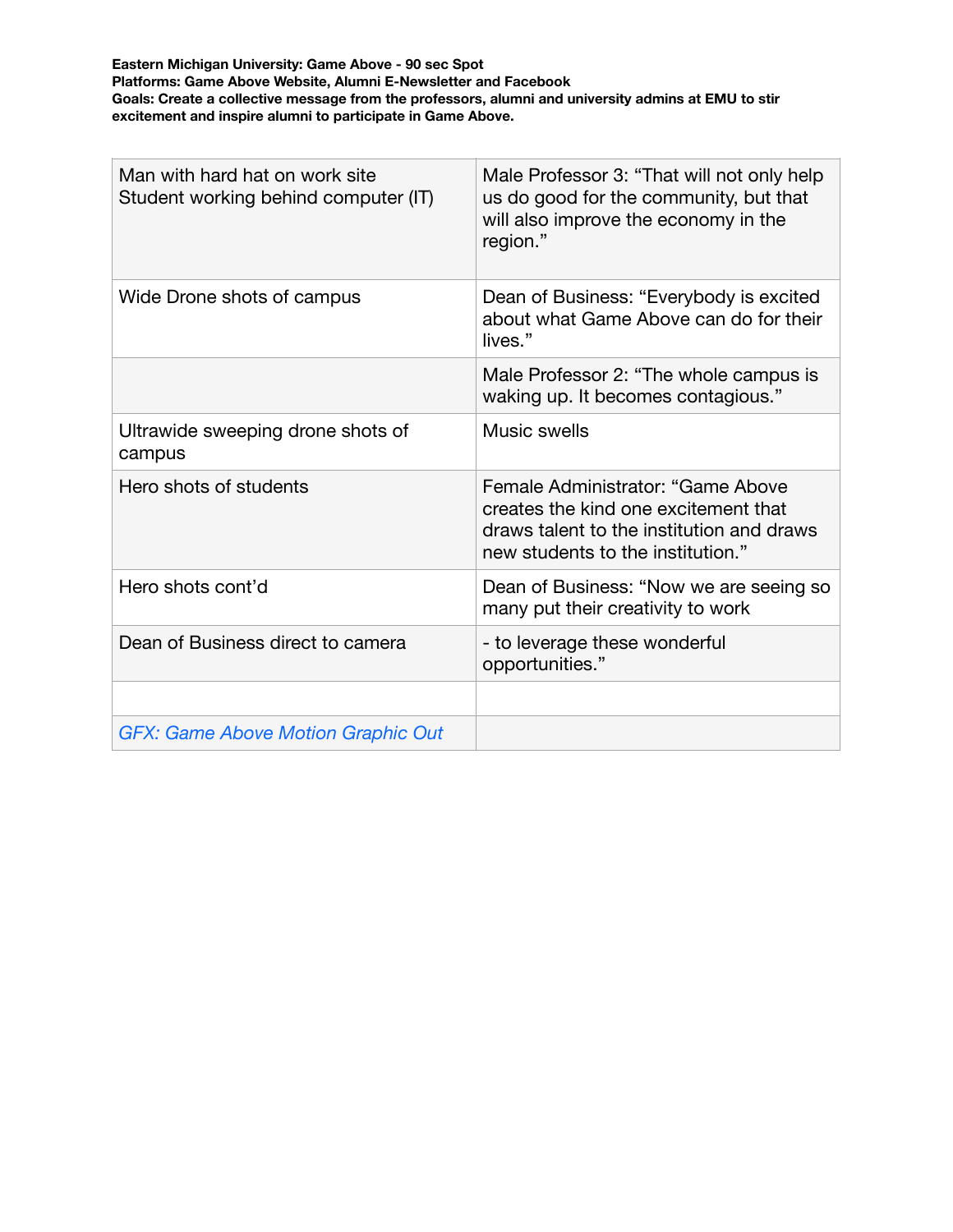**Eastern Michigan University: Game Above - 90 sec Spot**
**Platforms: Game Above Website, Alumni E-Newsletter and Facebook**
**Goals: Create a collective message from the professors, alumni and university admins at EMU to stir excitement and inspire alumni to participate in Game Above.**

| | |
|---|---|
| Man with hard hat on work site<br>Student working behind computer (IT) | Male Professor 3: "That will not only help us do good for the community, but that will also improve the economy in the region." |
| Wide Drone shots of campus | Dean of Business: "Everybody is excited about what Game Above can do for their lives." |
| | Male Professor 2: "The whole campus is waking up. It becomes contagious." |
| Ultrawide sweeping drone shots of campus | Music swells |
| Hero shots of students | Female Administrator: "Game Above creates the kind one excitement that draws talent to the institution and draws new students to the institution." |
| Hero shots cont'd | Dean of Business: "Now we are seeing so many put their creativity to work |
| Dean of Business direct to camera | - to leverage these wonderful opportunities." |
| | |
| *GFX: Game Above Motion Graphic Out* | |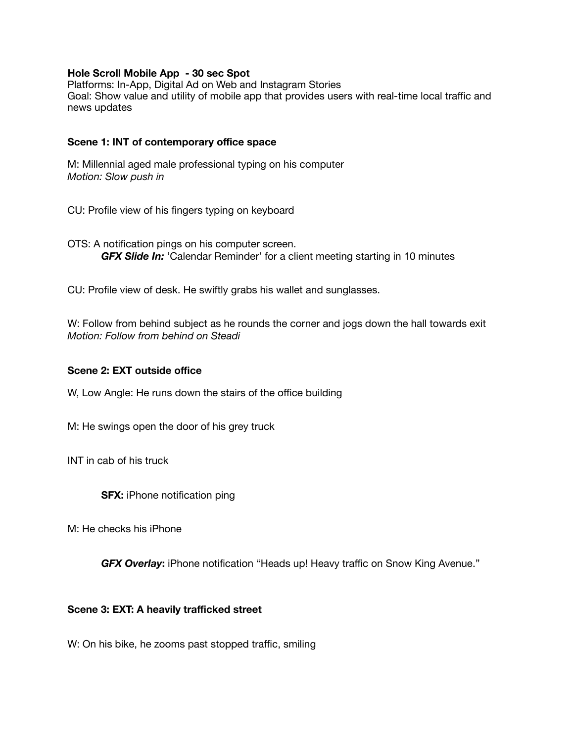**Hole Scroll Mobile App  - 30 sec Spot**
Platforms: In-App, Digital Ad on Web and Instagram Stories
Goal: Show value and utility of mobile app that provides users with real-time local traffic and news updates

**Scene 1: INT of contemporary office space**

M: Millennial aged male professional typing on his computer
*Motion: Slow push in*

CU: Profile view of his fingers typing on keyboard

OTS: A notification pings on his computer screen.

> ***GFX Slide In:*** 'Calendar Reminder' for a client meeting starting in 10 minutes

CU: Profile view of desk. He swiftly grabs his wallet and sunglasses.

W: Follow from behind subject as he rounds the corner and jogs down the hall towards exit
*Motion: Follow from behind on Steadi*

**Scene 2: EXT outside office**

W, Low Angle: He runs down the stairs of the office building

M: He swings open the door of his grey truck

INT in cab of his truck

> **SFX:** iPhone notification ping

M: He checks his iPhone

> ***GFX Overlay*:** iPhone notification "Heads up! Heavy traffic on Snow King Avenue."

**Scene 3: EXT: A heavily trafficked street**

W: On his bike, he zooms past stopped traffic, smiling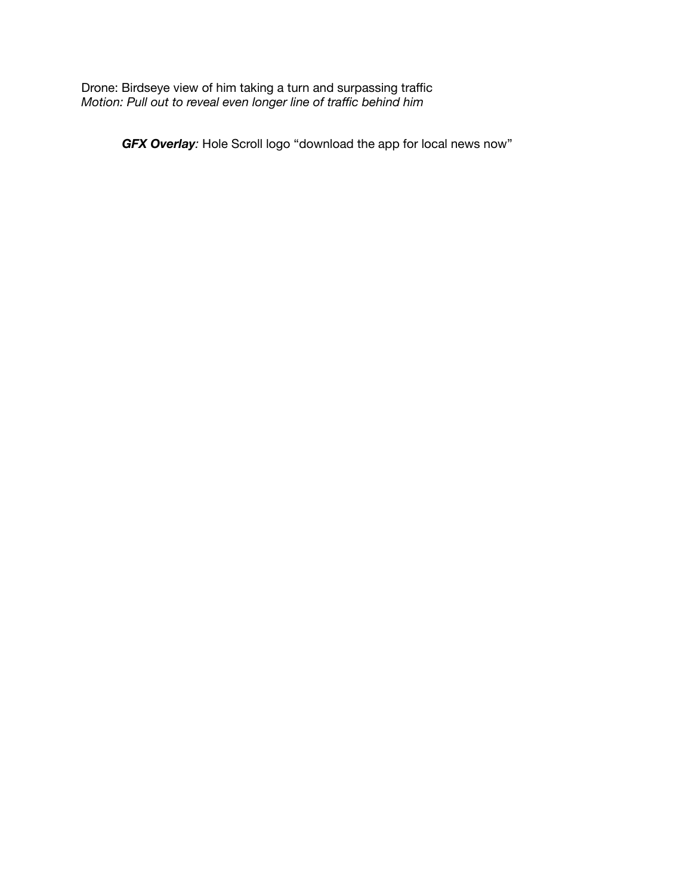Drone: Birdseye view of him taking a turn and surpassing traffic
*Motion: Pull out to reveal even longer line of traffic behind him*

***GFX Overlay**:* Hole Scroll logo "download the app for local news now"